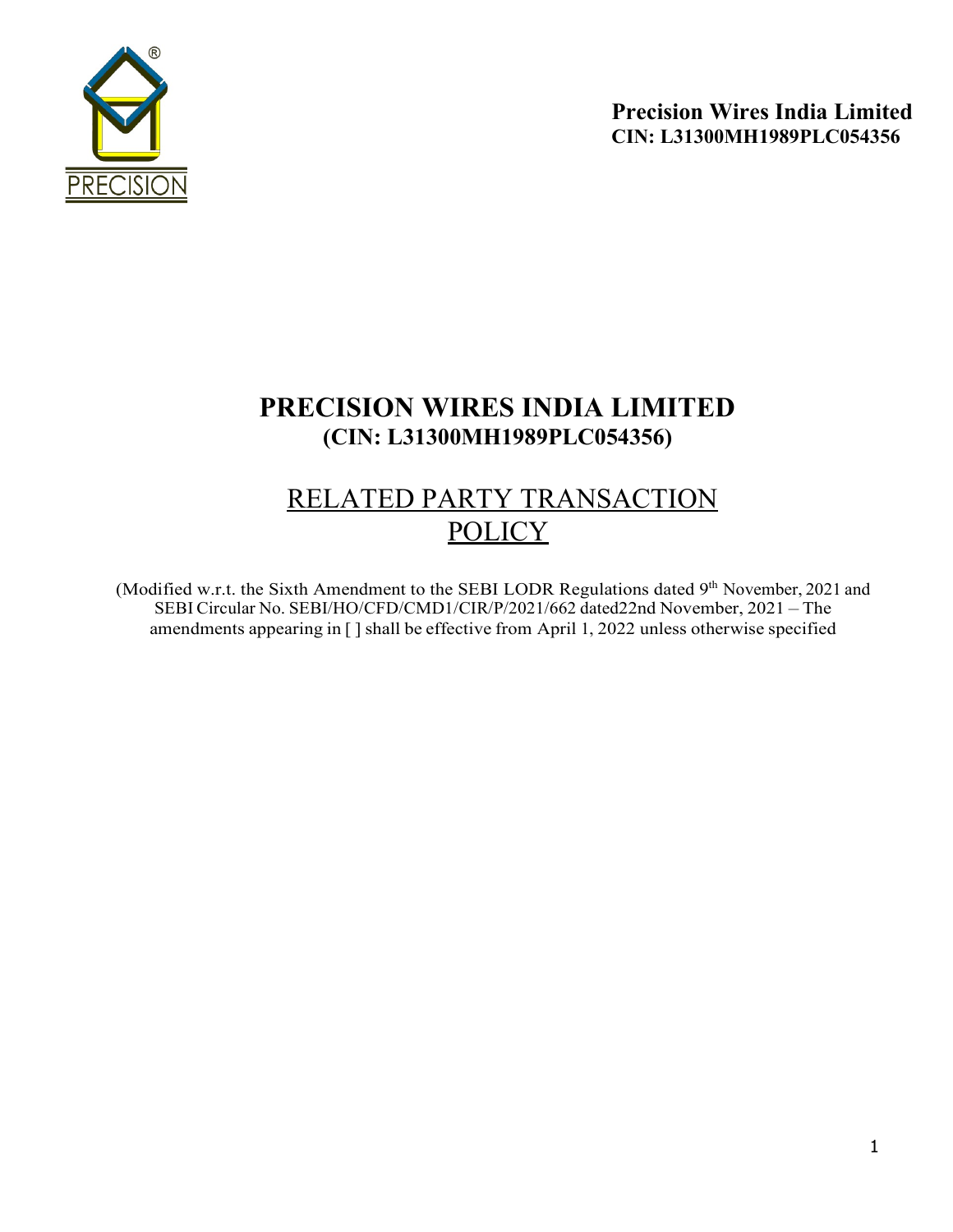**Precision Wires India Limited**
**CIN: L31300MH1989PLC054356**

# PRECISION WIRES INDIA LIMITED
## (CIN: L31300MH1989PLC054356)

# RELATED PARTY TRANSACTION POLICY

(Modified w.r.t. the Sixth Amendment to the SEBI LODR Regulations dated 9th November, 2021 and SEBI Circular No. SEBI/HO/CFD/CMD1/CIR/P/2021/662 dated22nd November, 2021 – The amendments appearing in [ ] shall be effective from April 1, 2022 unless otherwise specified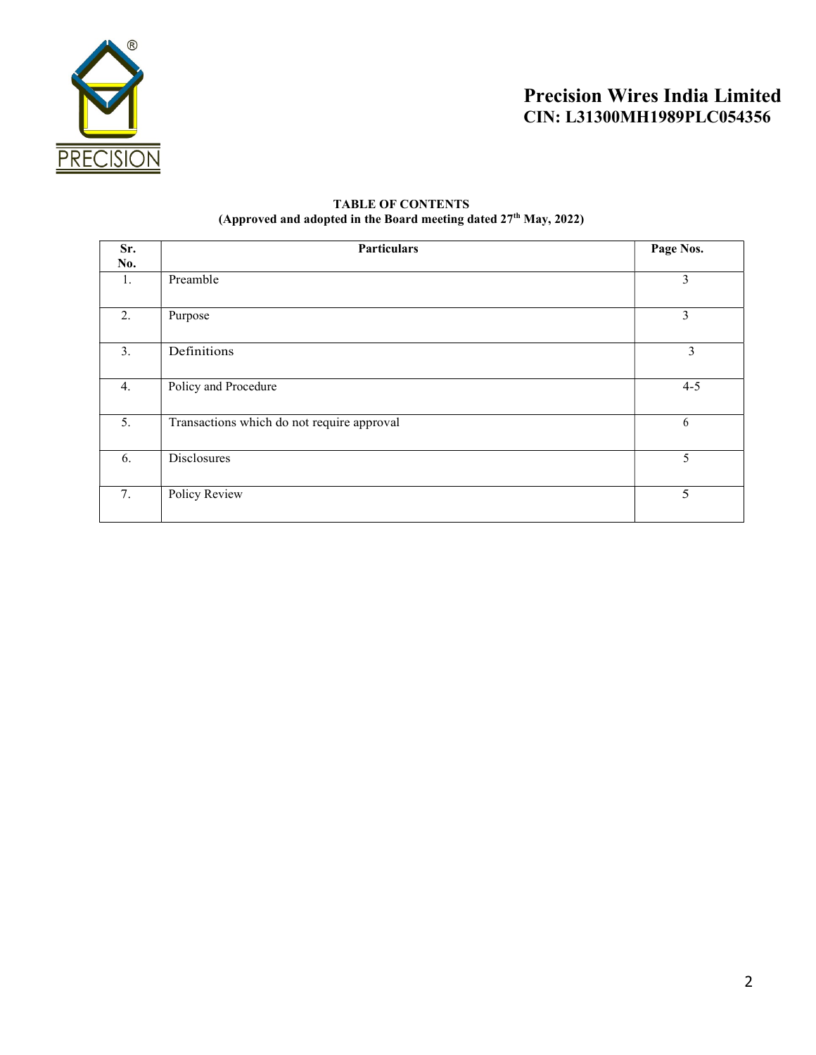**Precision Wires India Limited**
**CIN: L31300MH1989PLC054356**

**TABLE OF CONTENTS**
**(Approved and adopted in the Board meeting dated 27th May, 2022)**

| Sr. No. | Particulars | Page Nos. |
|---|---|---|
| 1. | Preamble | 3 |
| 2. | Purpose | 3 |
| 3. | Definitions | 3 |
| 4. | Policy and Procedure | 4-5 |
| 5. | Transactions which do not require approval | 6 |
| 6. | Disclosures | 5 |
| 7. | Policy Review | 5 |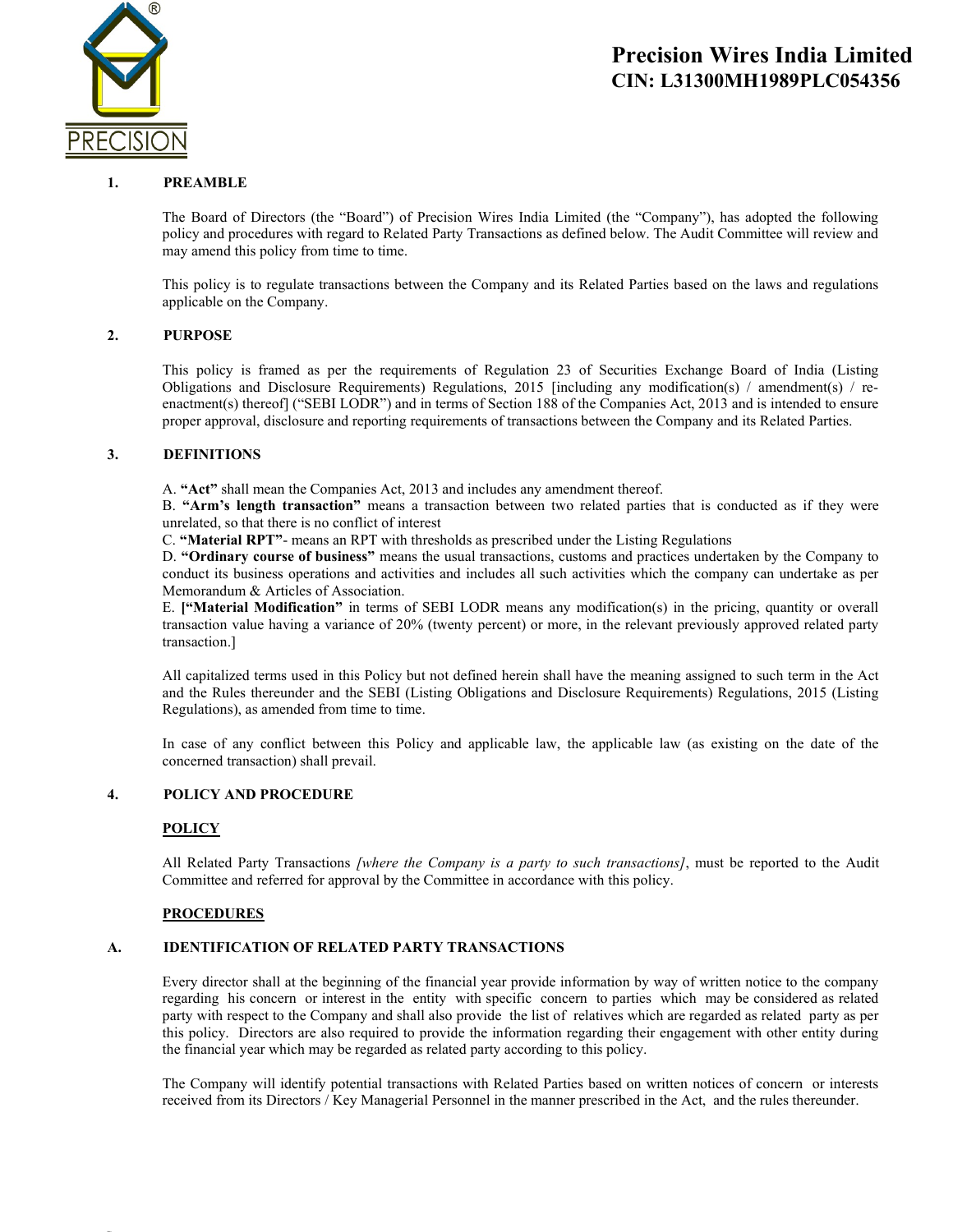# Precision Wires India Limited
## CIN: L31300MH1989PLC054356

### 1. PREAMBLE

The Board of Directors (the "Board") of Precision Wires India Limited (the "Company"), has adopted the following policy and procedures with regard to Related Party Transactions as defined below. The Audit Committee will review and may amend this policy from time to time.

This policy is to regulate transactions between the Company and its Related Parties based on the laws and regulations applicable on the Company.

### 2. PURPOSE

This policy is framed as per the requirements of Regulation 23 of Securities Exchange Board of India (Listing Obligations and Disclosure Requirements) Regulations, 2015 [including any modification(s) / amendment(s) / re-enactment(s) thereof] ("SEBI LODR") and in terms of Section 188 of the Companies Act, 2013 and is intended to ensure proper approval, disclosure and reporting requirements of transactions between the Company and its Related Parties.

### 3. DEFINITIONS

A. **"Act"** shall mean the Companies Act, 2013 and includes any amendment thereof.
B. **"Arm's length transaction"** means a transaction between two related parties that is conducted as if they were unrelated, so that there is no conflict of interest
C. **"Material RPT"**- means an RPT with thresholds as prescribed under the Listing Regulations
D. **"Ordinary course of business"** means the usual transactions, customs and practices undertaken by the Company to conduct its business operations and activities and includes all such activities which the company can undertake as per Memorandum & Articles of Association.
E. **["Material Modification"** in terms of SEBI LODR means any modification(s) in the pricing, quantity or overall transaction value having a variance of 20% (twenty percent) or more, in the relevant previously approved related party transaction.]

All capitalized terms used in this Policy but not defined herein shall have the meaning assigned to such term in the Act and the Rules thereunder and the SEBI (Listing Obligations and Disclosure Requirements) Regulations, 2015 (Listing Regulations), as amended from time to time.

In case of any conflict between this Policy and applicable law, the applicable law (as existing on the date of the concerned transaction) shall prevail.

### 4. POLICY AND PROCEDURE

**POLICY**

All Related Party Transactions *[where the Company is a party to such transactions]*, must be reported to the Audit Committee and referred for approval by the Committee in accordance with this policy.

**PROCEDURES**

#### A. IDENTIFICATION OF RELATED PARTY TRANSACTIONS

Every director shall at the beginning of the financial year provide information by way of written notice to the company regarding his concern or interest in the entity with specific concern to parties which may be considered as related party with respect to the Company and shall also provide the list of relatives which are regarded as related party as per this policy. Directors are also required to provide the information regarding their engagement with other entity during the financial year which may be regarded as related party according to this policy.

The Company will identify potential transactions with Related Parties based on written notices of concern or interests received from its Directors / Key Managerial Personnel in the manner prescribed in the Act, and the rules thereunder.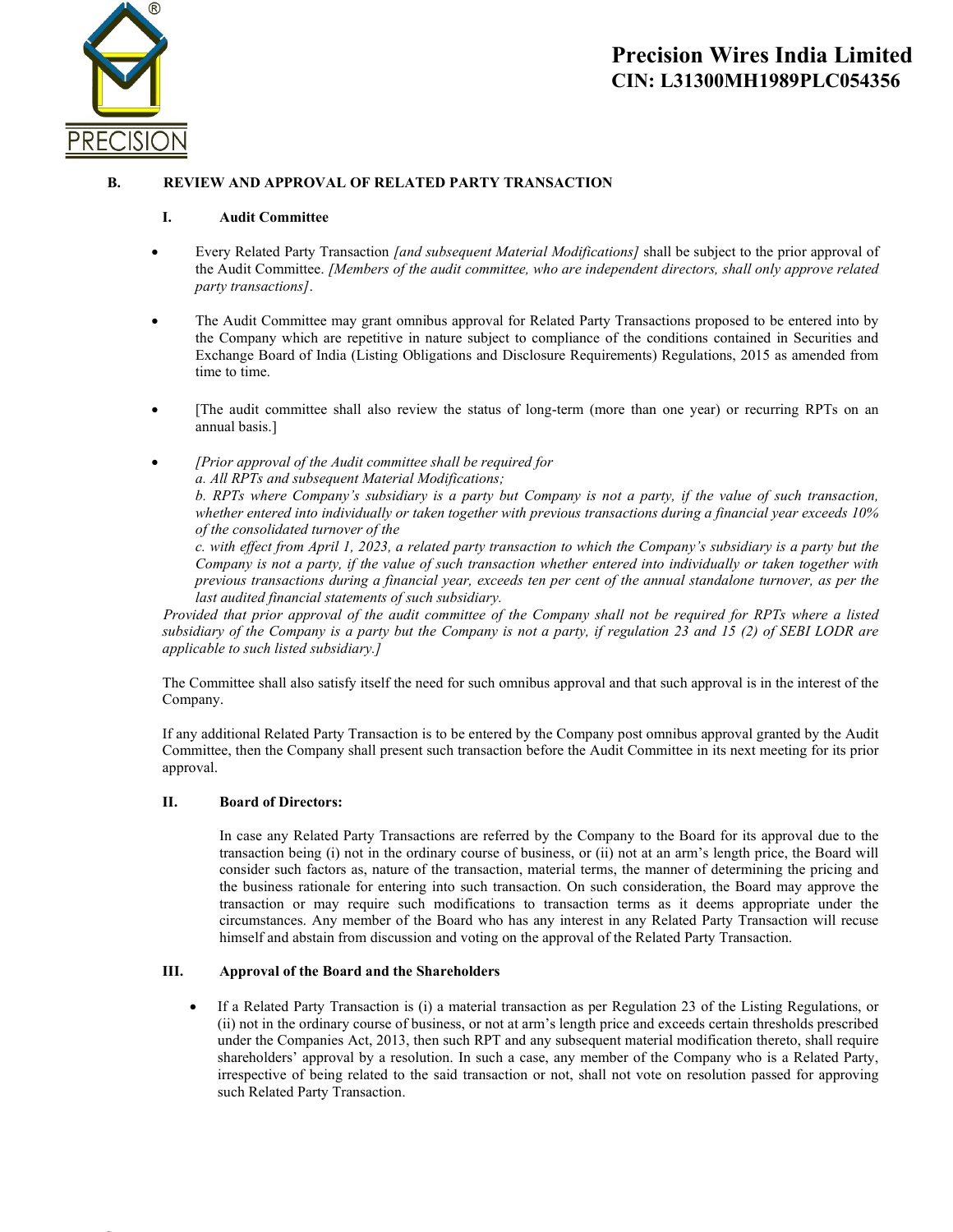## B. REVIEW AND APPROVAL OF RELATED PARTY TRANSACTION

### I. Audit Committee

- Every Related Party Transaction *[and subsequent Material Modifications]* shall be subject to the prior approval of the Audit Committee. *[Members of the audit committee, who are independent directors, shall only approve related party transactions]*.

- The Audit Committee may grant omnibus approval for Related Party Transactions proposed to be entered into by the Company which are repetitive in nature subject to compliance of the conditions contained in Securities and Exchange Board of India (Listing Obligations and Disclosure Requirements) Regulations, 2015 as amended from time to time.

- [The audit committee shall also review the status of long-term (more than one year) or recurring RPTs on an annual basis.]

- *[Prior approval of the Audit committee shall be required for*
  *a. All RPTs and subsequent Material Modifications;*
  *b. RPTs where Company's subsidiary is a party but Company is not a party, if the value of such transaction, whether entered into individually or taken together with previous transactions during a financial year exceeds 10% of the consolidated turnover of the*
  *c. with effect from April 1, 2023, a related party transaction to which the Company's subsidiary is a party but the Company is not a party, if the value of such transaction whether entered into individually or taken together with previous transactions during a financial year, exceeds ten per cent of the annual standalone turnover, as per the last audited financial statements of such subsidiary.*

*Provided that prior approval of the audit committee of the Company shall not be required for RPTs where a listed subsidiary of the Company is a party but the Company is not a party, if regulation 23 and 15 (2) of SEBI LODR are applicable to such listed subsidiary.]*

The Committee shall also satisfy itself the need for such omnibus approval and that such approval is in the interest of the Company.

If any additional Related Party Transaction is to be entered by the Company post omnibus approval granted by the Audit Committee, then the Company shall present such transaction before the Audit Committee in its next meeting for its prior approval.

### II. Board of Directors:

In case any Related Party Transactions are referred by the Company to the Board for its approval due to the transaction being (i) not in the ordinary course of business, or (ii) not at an arm's length price, the Board will consider such factors as, nature of the transaction, material terms, the manner of determining the pricing and the business rationale for entering into such transaction. On such consideration, the Board may approve the transaction or may require such modifications to transaction terms as it deems appropriate under the circumstances. Any member of the Board who has any interest in any Related Party Transaction will recuse himself and abstain from discussion and voting on the approval of the Related Party Transaction.

### III. Approval of the Board and the Shareholders

- If a Related Party Transaction is (i) a material transaction as per Regulation 23 of the Listing Regulations, or (ii) not in the ordinary course of business, or not at arm's length price and exceeds certain thresholds prescribed under the Companies Act, 2013, then such RPT and any subsequent material modification thereto, shall require shareholders' approval by a resolution. In such a case, any member of the Company who is a Related Party, irrespective of being related to the said transaction or not, shall not vote on resolution passed for approving such Related Party Transaction.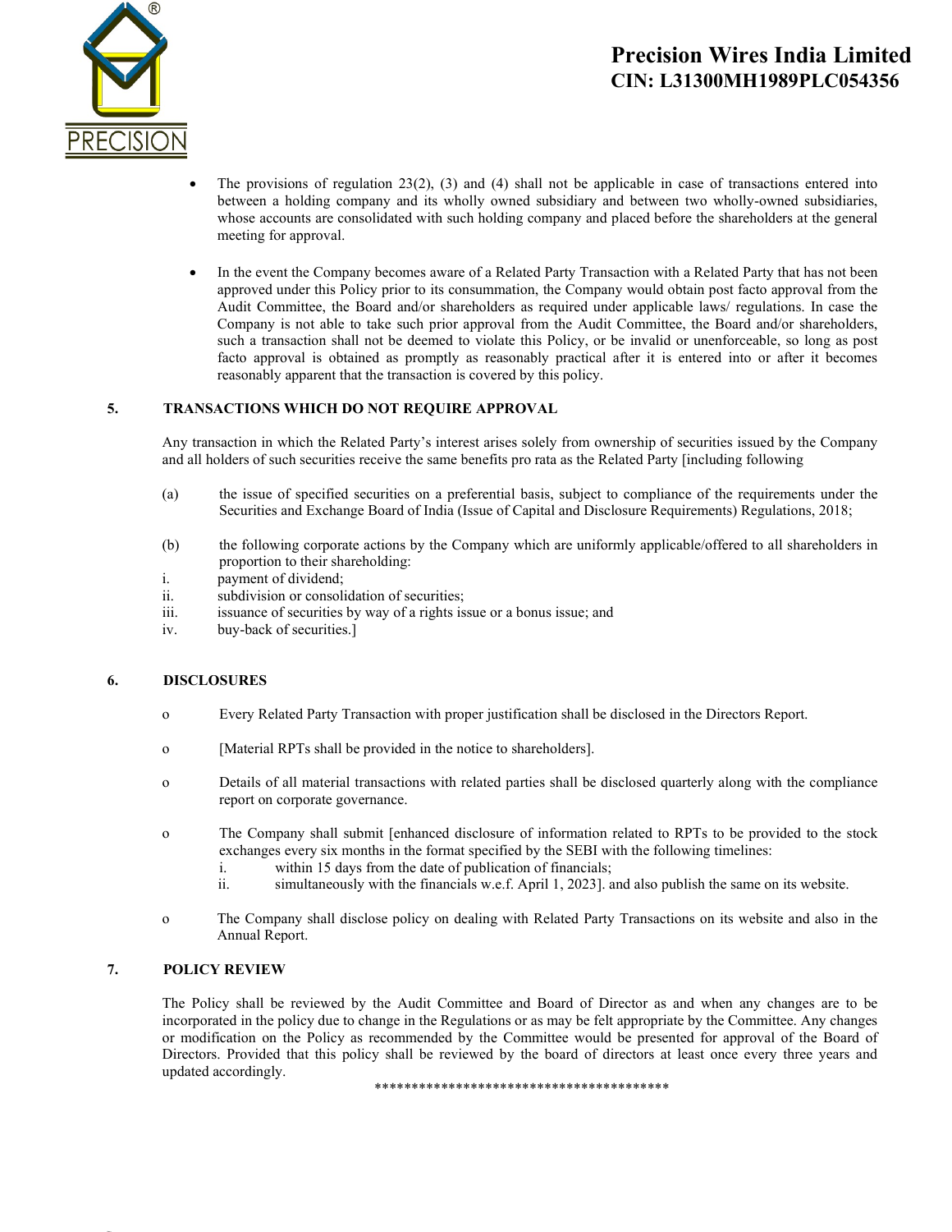- The provisions of regulation 23(2), (3) and (4) shall not be applicable in case of transactions entered into between a holding company and its wholly owned subsidiary and between two wholly-owned subsidiaries, whose accounts are consolidated with such holding company and placed before the shareholders at the general meeting for approval.

- In the event the Company becomes aware of a Related Party Transaction with a Related Party that has not been approved under this Policy prior to its consummation, the Company would obtain post facto approval from the Audit Committee, the Board and/or shareholders as required under applicable laws/ regulations. In case the Company is not able to take such prior approval from the Audit Committee, the Board and/or shareholders, such a transaction shall not be deemed to violate this Policy, or be invalid or unenforceable, so long as post facto approval is obtained as promptly as reasonably practical after it is entered into or after it becomes reasonably apparent that the transaction is covered by this policy.

## 5. TRANSACTIONS WHICH DO NOT REQUIRE APPROVAL

Any transaction in which the Related Party's interest arises solely from ownership of securities issued by the Company and all holders of such securities receive the same benefits pro rata as the Related Party [including following

(a) the issue of specified securities on a preferential basis, subject to compliance of the requirements under the Securities and Exchange Board of India (Issue of Capital and Disclosure Requirements) Regulations, 2018;

(b) the following corporate actions by the Company which are uniformly applicable/offered to all shareholders in proportion to their shareholding:

i. payment of dividend;
ii. subdivision or consolidation of securities;
iii. issuance of securities by way of a rights issue or a bonus issue; and
iv. buy-back of securities.]

## 6. DISCLOSURES

- Every Related Party Transaction with proper justification shall be disclosed in the Directors Report.

- [Material RPTs shall be provided in the notice to shareholders].

- Details of all material transactions with related parties shall be disclosed quarterly along with the compliance report on corporate governance.

- The Company shall submit [enhanced disclosure of information related to RPTs to be provided to the stock exchanges every six months in the format specified by the SEBI with the following timelines:
  i. within 15 days from the date of publication of financials;
  ii. simultaneously with the financials w.e.f. April 1, 2023]. and also publish the same on its website.

- The Company shall disclose policy on dealing with Related Party Transactions on its website and also in the Annual Report.

## 7. POLICY REVIEW

The Policy shall be reviewed by the Audit Committee and Board of Director as and when any changes are to be incorporated in the policy due to change in the Regulations or as may be felt appropriate by the Committee. Any changes or modification on the Policy as recommended by the Committee would be presented for approval of the Board of Directors. Provided that this policy shall be reviewed by the board of directors at least once every three years and updated accordingly.

\*\*\*\*\*\*\*\*\*\*\*\*\*\*\*\*\*\*\*\*\*\*\*\*\*\*\*\*\*\*\*\*\*\*\*\*\*\*\*\*